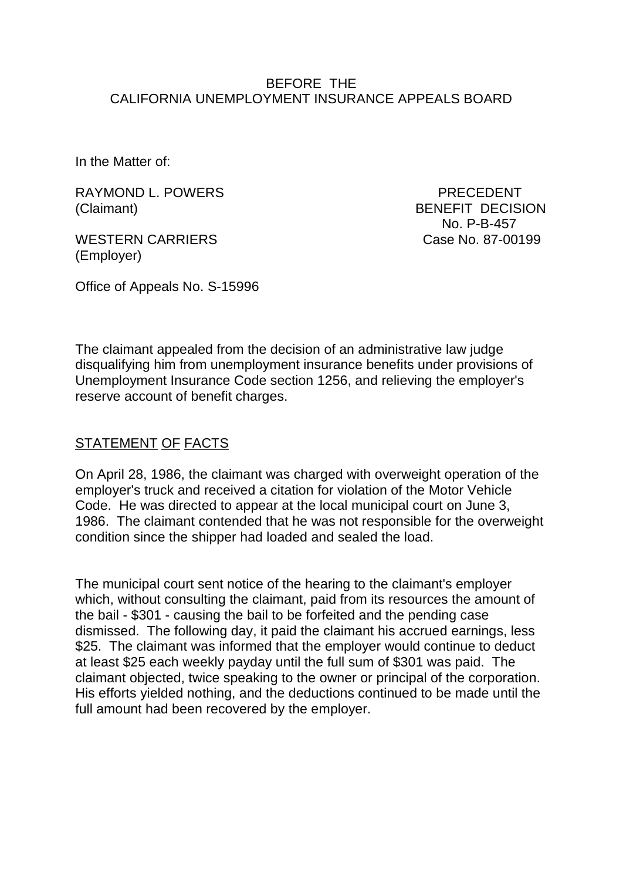BEFORE THE
CALIFORNIA UNEMPLOYMENT INSURANCE APPEALS BOARD

In the Matter of:

RAYMOND L. POWERS
(Claimant)

PRECEDENT
BENEFIT DECISION
No. P-B-457
Case No. 87-00199

WESTERN CARRIERS
(Employer)

Office of Appeals No. S-15996

The claimant appealed from the decision of an administrative law judge disqualifying him from unemployment insurance benefits under provisions of Unemployment Insurance Code section 1256, and relieving the employer's reserve account of benefit charges.

## STATEMENT OF FACTS

On April 28, 1986, the claimant was charged with overweight operation of the employer's truck and received a citation for violation of the Motor Vehicle Code. He was directed to appear at the local municipal court on June 3, 1986. The claimant contended that he was not responsible for the overweight condition since the shipper had loaded and sealed the load.

The municipal court sent notice of the hearing to the claimant's employer which, without consulting the claimant, paid from its resources the amount of the bail - $301 - causing the bail to be forfeited and the pending case dismissed. The following day, it paid the claimant his accrued earnings, less $25. The claimant was informed that the employer would continue to deduct at least $25 each weekly payday until the full sum of $301 was paid. The claimant objected, twice speaking to the owner or principal of the corporation. His efforts yielded nothing, and the deductions continued to be made until the full amount had been recovered by the employer.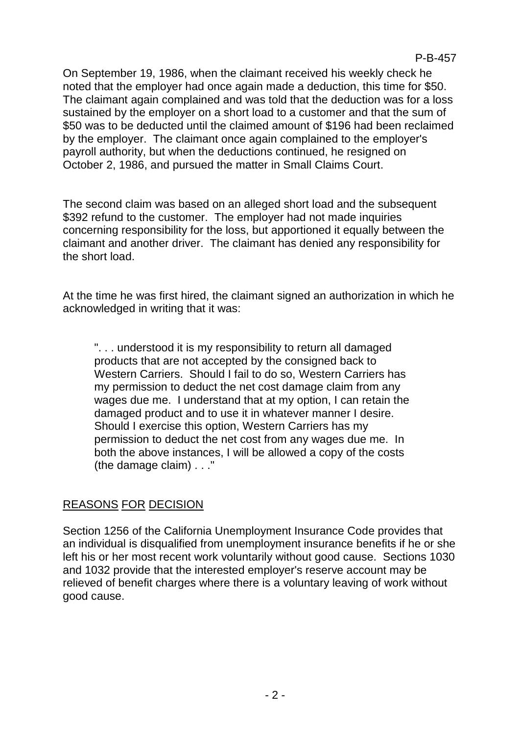On September 19, 1986, when the claimant received his weekly check he noted that the employer had once again made a deduction, this time for $50. The claimant again complained and was told that the deduction was for a loss sustained by the employer on a short load to a customer and that the sum of $50 was to be deducted until the claimed amount of $196 had been reclaimed by the employer. The claimant once again complained to the employer's payroll authority, but when the deductions continued, he resigned on October 2, 1986, and pursued the matter in Small Claims Court.

The second claim was based on an alleged short load and the subsequent $392 refund to the customer. The employer had not made inquiries concerning responsibility for the loss, but apportioned it equally between the claimant and another driver. The claimant has denied any responsibility for the short load.

At the time he was first hired, the claimant signed an authorization in which he acknowledged in writing that it was:

> ". . . understood it is my responsibility to return all damaged products that are not accepted by the consigned back to Western Carriers. Should I fail to do so, Western Carriers has my permission to deduct the net cost damage claim from any wages due me. I understand that at my option, I can retain the damaged product and to use it in whatever manner I desire. Should I exercise this option, Western Carriers has my permission to deduct the net cost from any wages due me. In both the above instances, I will be allowed a copy of the costs (the damage claim) . . ."

## REASONS FOR DECISION

Section 1256 of the California Unemployment Insurance Code provides that an individual is disqualified from unemployment insurance benefits if he or she left his or her most recent work voluntarily without good cause. Sections 1030 and 1032 provide that the interested employer's reserve account may be relieved of benefit charges where there is a voluntary leaving of work without good cause.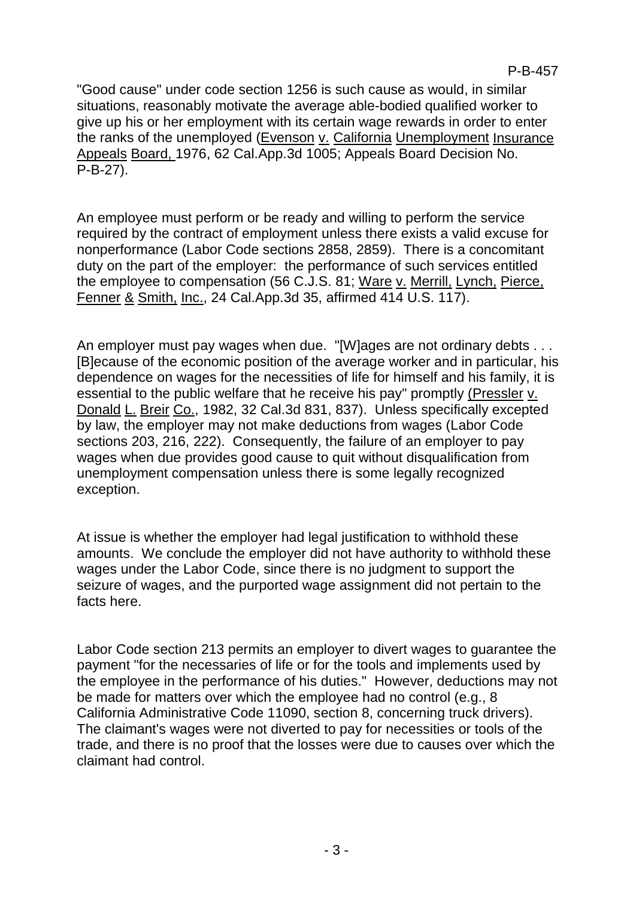"Good cause" under code section 1256 is such cause as would, in similar situations, reasonably motivate the average able-bodied qualified worker to give up his or her employment with its certain wage rewards in order to enter the ranks of the unemployed (Evenson v. California Unemployment Insurance Appeals Board, 1976, 62 Cal.App.3d 1005; Appeals Board Decision No. P-B-27).

An employee must perform or be ready and willing to perform the service required by the contract of employment unless there exists a valid excuse for nonperformance (Labor Code sections 2858, 2859). There is a concomitant duty on the part of the employer: the performance of such services entitled the employee to compensation (56 C.J.S. 81; Ware v. Merrill, Lynch, Pierce, Fenner & Smith, Inc., 24 Cal.App.3d 35, affirmed 414 U.S. 117).

An employer must pay wages when due. "[W]ages are not ordinary debts . . . [B]ecause of the economic position of the average worker and in particular, his dependence on wages for the necessities of life for himself and his family, it is essential to the public welfare that he receive his pay" promptly (Pressler v. Donald L. Breir Co., 1982, 32 Cal.3d 831, 837). Unless specifically excepted by law, the employer may not make deductions from wages (Labor Code sections 203, 216, 222). Consequently, the failure of an employer to pay wages when due provides good cause to quit without disqualification from unemployment compensation unless there is some legally recognized exception.

At issue is whether the employer had legal justification to withhold these amounts. We conclude the employer did not have authority to withhold these wages under the Labor Code, since there is no judgment to support the seizure of wages, and the purported wage assignment did not pertain to the facts here.

Labor Code section 213 permits an employer to divert wages to guarantee the payment "for the necessaries of life or for the tools and implements used by the employee in the performance of his duties." However, deductions may not be made for matters over which the employee had no control (e.g., 8 California Administrative Code 11090, section 8, concerning truck drivers). The claimant's wages were not diverted to pay for necessities or tools of the trade, and there is no proof that the losses were due to causes over which the claimant had control.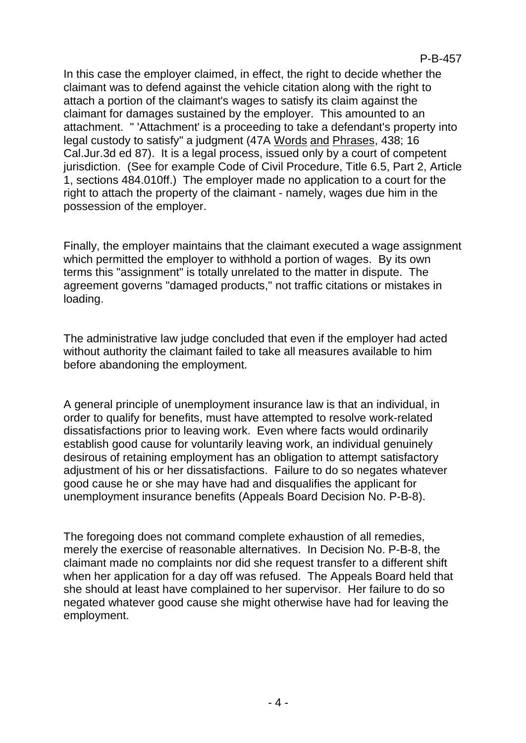In this case the employer claimed, in effect, the right to decide whether the claimant was to defend against the vehicle citation along with the right to attach a portion of the claimant's wages to satisfy its claim against the claimant for damages sustained by the employer. This amounted to an attachment. " 'Attachment' is a proceeding to take a defendant's property into legal custody to satisfy" a judgment (47A Words and Phrases, 438; 16 Cal.Jur.3d ed 87). It is a legal process, issued only by a court of competent jurisdiction. (See for example Code of Civil Procedure, Title 6.5, Part 2, Article 1, sections 484.010ff.) The employer made no application to a court for the right to attach the property of the claimant - namely, wages due him in the possession of the employer.

Finally, the employer maintains that the claimant executed a wage assignment which permitted the employer to withhold a portion of wages. By its own terms this "assignment" is totally unrelated to the matter in dispute. The agreement governs "damaged products," not traffic citations or mistakes in loading.

The administrative law judge concluded that even if the employer had acted without authority the claimant failed to take all measures available to him before abandoning the employment.

A general principle of unemployment insurance law is that an individual, in order to qualify for benefits, must have attempted to resolve work-related dissatisfactions prior to leaving work. Even where facts would ordinarily establish good cause for voluntarily leaving work, an individual genuinely desirous of retaining employment has an obligation to attempt satisfactory adjustment of his or her dissatisfactions. Failure to do so negates whatever good cause he or she may have had and disqualifies the applicant for unemployment insurance benefits (Appeals Board Decision No. P-B-8).

The foregoing does not command complete exhaustion of all remedies, merely the exercise of reasonable alternatives. In Decision No. P-B-8, the claimant made no complaints nor did she request transfer to a different shift when her application for a day off was refused. The Appeals Board held that she should at least have complained to her supervisor. Her failure to do so negated whatever good cause she might otherwise have had for leaving the employment.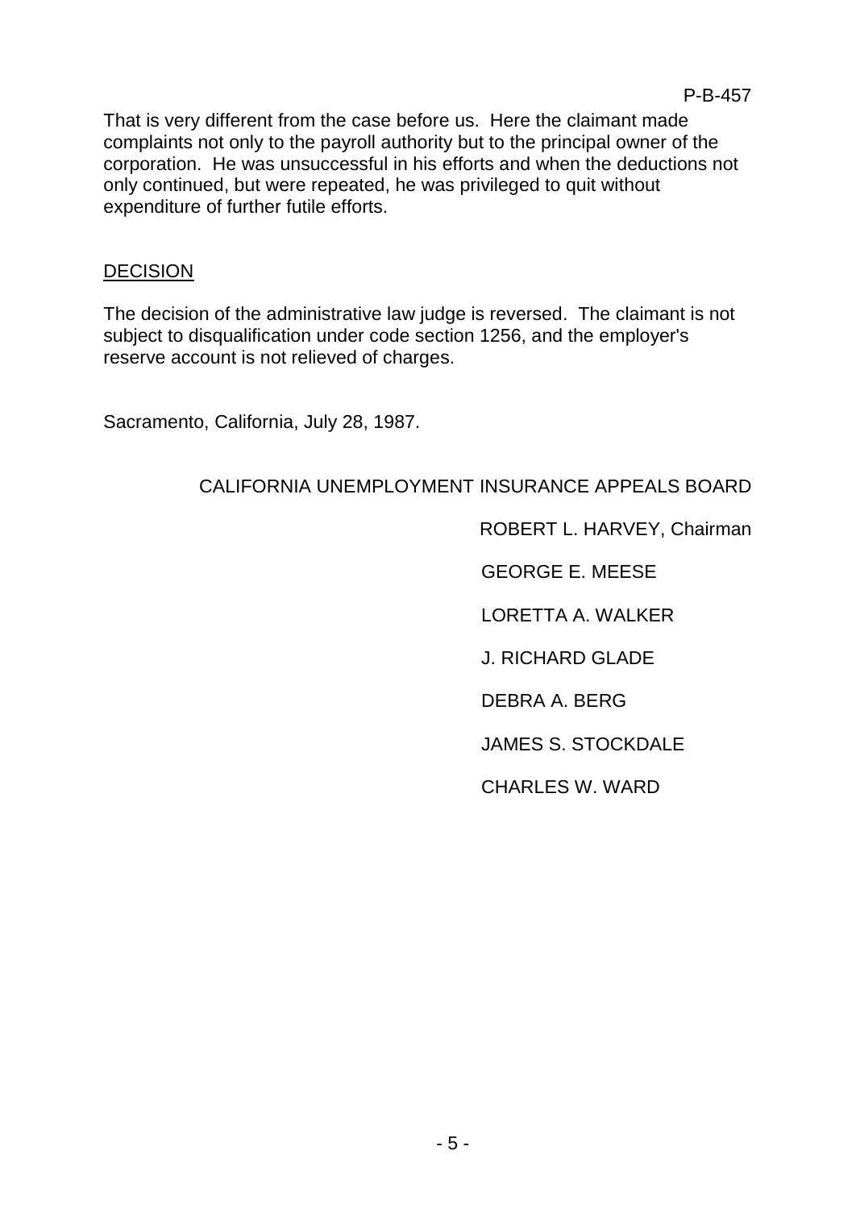That is very different from the case before us. Here the claimant made complaints not only to the payroll authority but to the principal owner of the corporation. He was unsuccessful in his efforts and when the deductions not only continued, but were repeated, he was privileged to quit without expenditure of further futile efforts.

## DECISION

The decision of the administrative law judge is reversed. The claimant is not subject to disqualification under code section 1256, and the employer's reserve account is not relieved of charges.

Sacramento, California, July 28, 1987.

CALIFORNIA UNEMPLOYMENT INSURANCE APPEALS BOARD

ROBERT L. HARVEY, Chairman

GEORGE E. MEESE

LORETTA A. WALKER

J. RICHARD GLADE

DEBRA A. BERG

JAMES S. STOCKDALE

CHARLES W. WARD